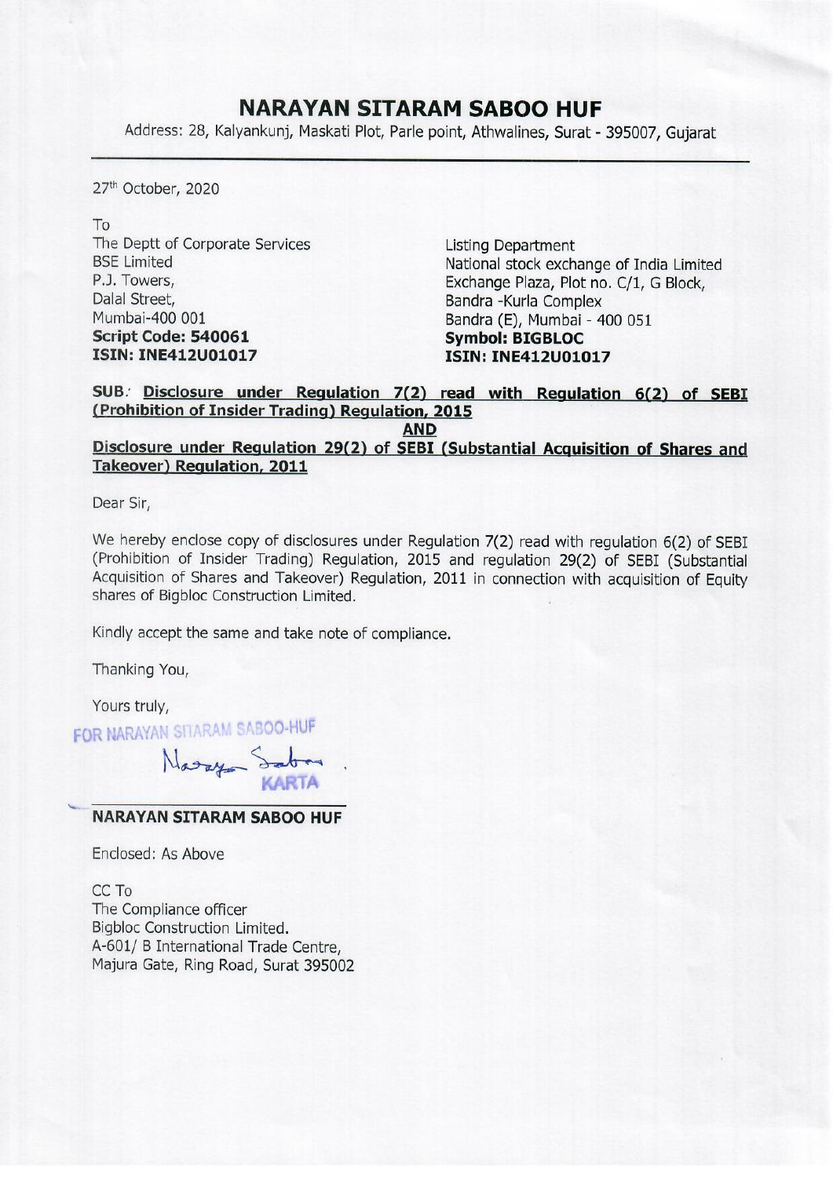# NARAYAN SITARAM SABOO HUF

Address: 28, Kalyankunj, Maskati Plot, Parle point, Athwalines, Surat - 395007, Gujarat

27th October, 2020

To

| | |
|---|---|
| The Deptt of Corporate Services | Listing Department |
| BSE Limited | National stock exchange of India Limited |
| P.J. Towers, | Exchange Plaza, Plot no. C/1, G Block, |
| Dalal Street, | Bandra -Kurla Complex |
| Mumbai-400 001 | Bandra (E), Mumbai - 400 051 |
| **Script Code: 540061** | **Symbol: BIGBLOC** |
| **ISIN: INE412U01017** | **ISIN: INE412U01017** |

**SUB: Disclosure under Regulation 7(2) read with Regulation 6(2) of SEBI (Prohibition of Insider Trading) Regulation, 2015**

**AND**

**Disclosure under Regulation 29(2) of SEBI (Substantial Acquisition of Shares and Takeover) Regulation, 2011**

Dear Sir,

We hereby enclose copy of disclosures under Regulation 7(2) read with regulation 6(2) of SEBI (Prohibition of Insider Trading) Regulation, 2015 and regulation 29(2) of SEBI (Substantial Acquisition of Shares and Takeover) Regulation, 2011 in connection with acquisition of Equity shares of Bigbloc Construction Limited.

Kindly accept the same and take note of compliance.

Thanking You,

Yours truly,

FOR NARAYAN SITARAM SABOO-HUF

KARTA

**NARAYAN SITARAM SABOO HUF**

Enclosed: As Above

CC To
The Compliance officer
Bigbloc Construction Limited.
A-601/ B International Trade Centre,
Majura Gate, Ring Road, Surat 395002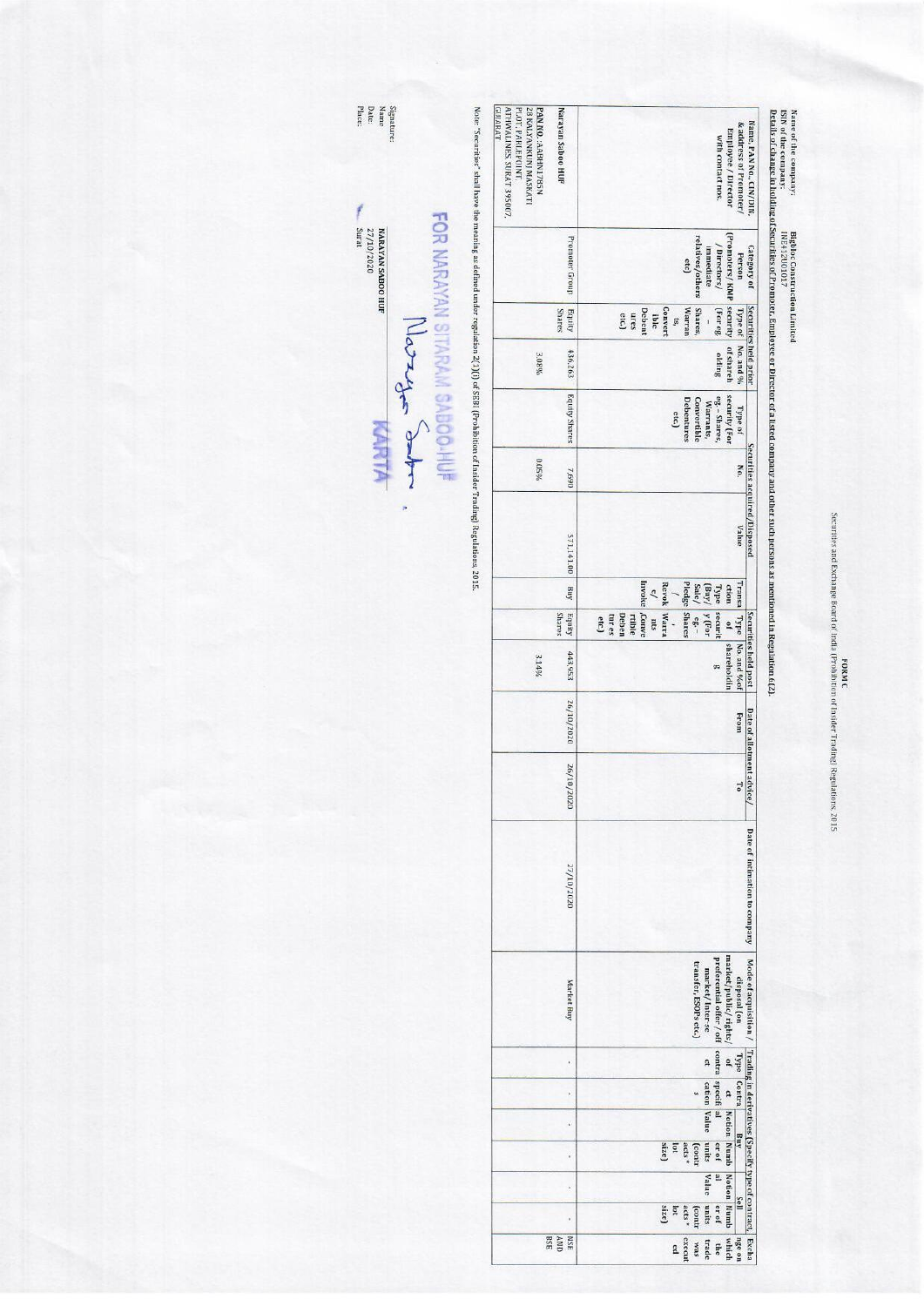# FORM C

Securities and Exchange Board of India (Prohibition of Insider Trading) Regulations, 2015

Name of the company: Bigbloc Construction Limited

ISIN of the company: INE412U01017

Details of change in holding of Securities of Promoter, Employee or Director of a listed company and other such persons as mentioned in Regulation 6(2).

| Name, PAN No., CIN/DIN, & address of Promoter/ Employee / Director with contact nos. | Category of Person (Promoters/ KMP / Directors/ immediate relatives/others etc.) | Securities held prior | | Securities acquired/Disposed | | | | Securities held post | | Date of allotment advice/ | | Date of intimation to company | Mode of acquisition / disposal (on market/public/ rights/ preferential offer / off market/ Inter-se transfer, ESOPs etc.) | Trading in derivatives (Specify type of contract, Futures or Options etc) | | | | | | Exchange on which the trade was executed |
|---|---|---|---|---|---|---|---|---|---|---|---|---|---|---|---|---|---|---|---|---|
| | | Type of security (For eg. – Shares, Warrants, Convertible Debentures etc.) | No. and % of shareholding | Type of security (For eg. – Shares, Warrants, Convertible Debentures etc.) | No. | Value | Transaction Type (Buy/ Sale/ Pledge / Revoke/ Invoke) | Type of security (For eg. – Shares, Warrants, Convertible Debentures etc.) | No. and % of shareholding | From | To | | | Type of contract | Contract specifications | Buy | | Sell | | |
| | | | | | | | | | | | | | | | | Notional Value | Number of units (contracts * lot size) | Notional Value | Number of units (contracts * lot size) | |
| Narayan Saboo HUF<br>PAN NO.: AAHHN1785N<br>28 KALYANKUNJ MASKATI PLOT, PARLE POINT, ATHWALINES, SURAT 395007, GUJARAT | Promoter Group | Equity Shares | 436,263<br>3.08% | Equity Shares | 7690<br>0.05% | 571,141.00 | Buy | Equity Shares | 443,953<br>3.14% | 26/10/2020 | 26/10/2020 | 27/10/2020 | Market Buy | - | - | - | - | - | - | NSE AND BSE |

Note: "Securities" shall have the meaning as defined under regulation 2(1)(i) of SEBI (Prohibition of Insider Trading) Regulations, 2015.

FOR NARAYAN SITARAM SABOO-HUF

KARTA

Signature:

Name: NARAYAN SABOO HUF

Date: 27/10/2020

Place: Surat